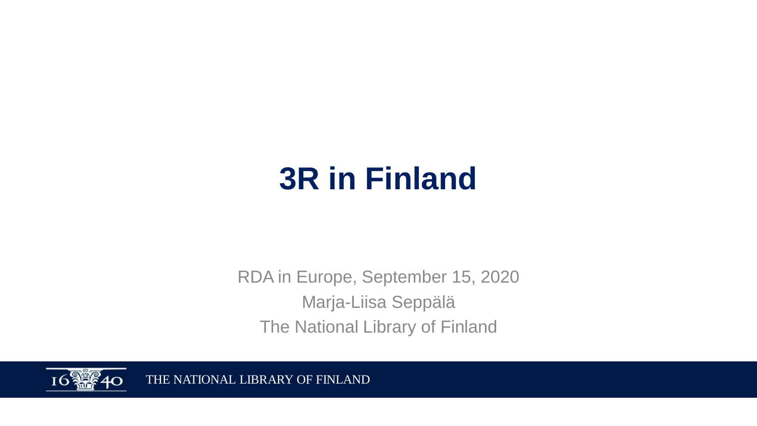# 3R in Finland

RDA in Europe, September 15, 2020

Marja-Liisa Seppälä

The National Library of Finland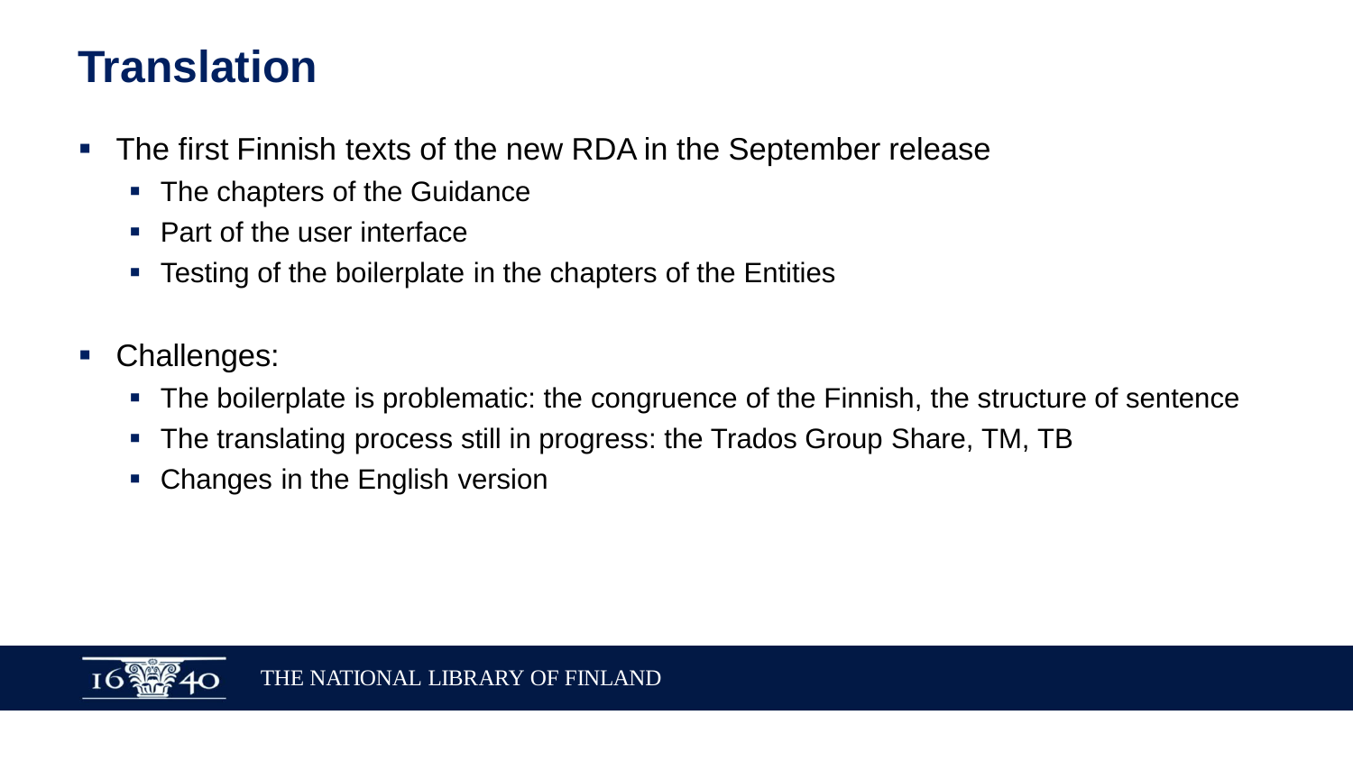# Translation

- The first Finnish texts of the new RDA in the September release
  - The chapters of the Guidance
  - Part of the user interface
  - Testing of the boilerplate in the chapters of the Entities
- Challenges:
  - The boilerplate is problematic: the congruence of the Finnish, the structure of sentence
  - The translating process still in progress: the Trados Group Share, TM, TB
  - Changes in the English version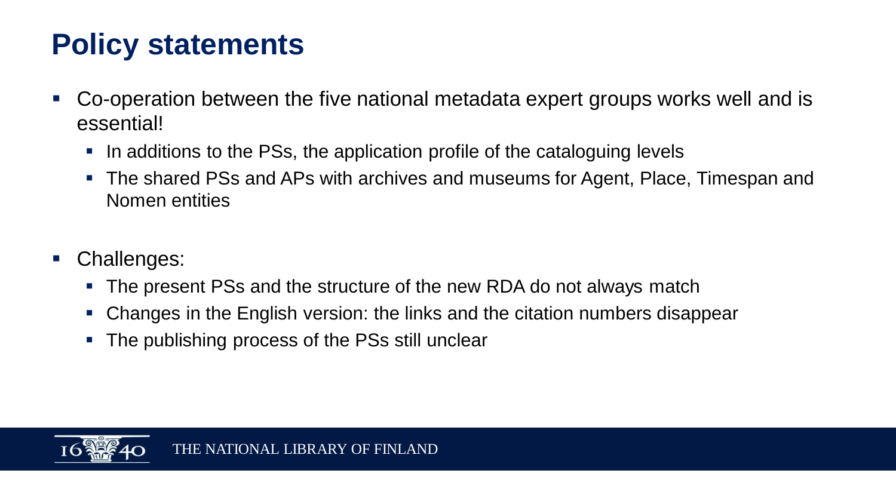# Policy statements

- Co-operation between the five national metadata expert groups works well and is essential!
  - In additions to the PSs, the application profile of the cataloguing levels
  - The shared PSs and APs with archives and museums for Agent, Place, Timespan and Nomen entities

- Challenges:
  - The present PSs and the structure of the new RDA do not always match
  - Changes in the English version: the links and the citation numbers disappear
  - The publishing process of the PSs still unclear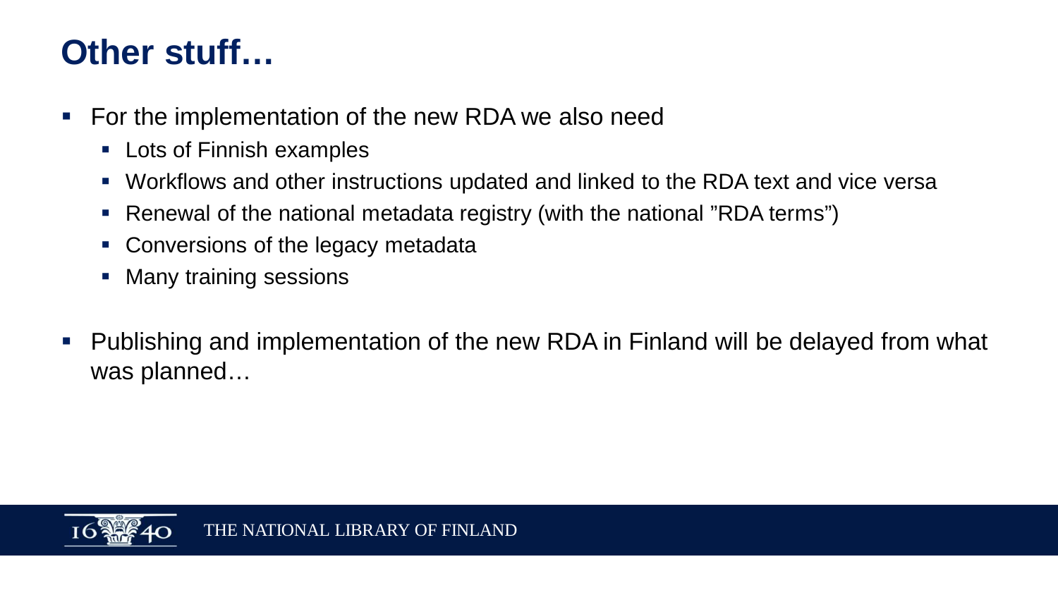# Other stuff…

- For the implementation of the new RDA we also need
  - Lots of Finnish examples
  - Workflows and other instructions updated and linked to the RDA text and vice versa
  - Renewal of the national metadata registry (with the national ”RDA terms”)
  - Conversions of the legacy metadata
  - Many training sessions
- Publishing and implementation of the new RDA in Finland will be delayed from what was planned…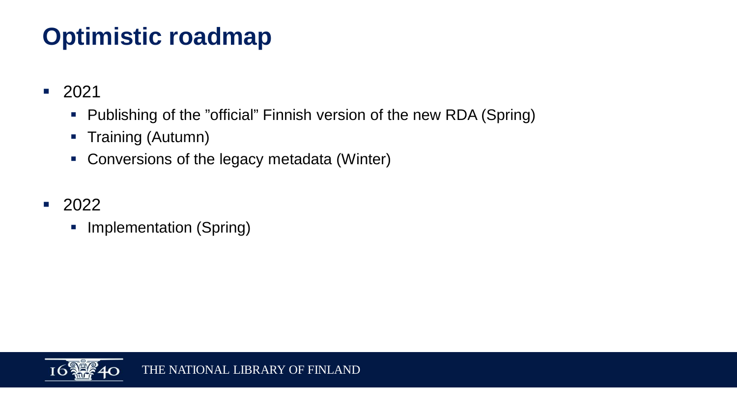# Optimistic roadmap

- 2021
  - Publishing of the ”official” Finnish version of the new RDA (Spring)
  - Training (Autumn)
  - Conversions of the legacy metadata (Winter)
- 2022
  - Implementation (Spring)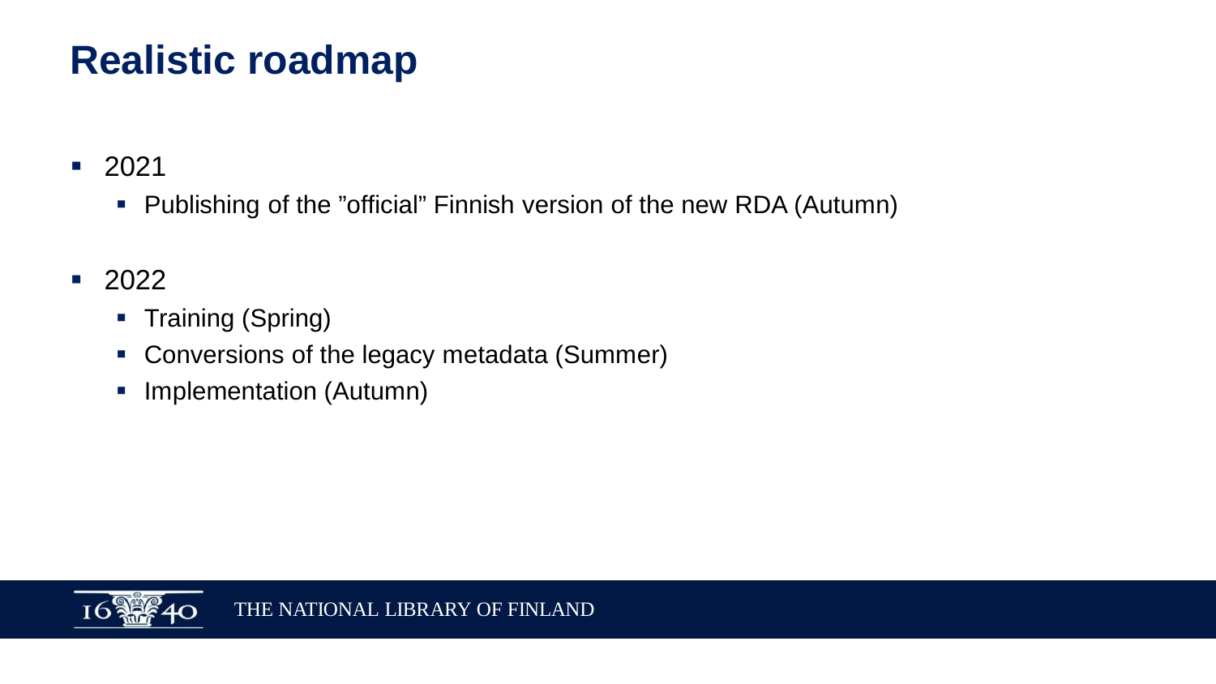# Realistic roadmap

- 2021
  - Publishing of the ”official” Finnish version of the new RDA (Autumn)
- 2022
  - Training (Spring)
  - Conversions of the legacy metadata (Summer)
  - Implementation (Autumn)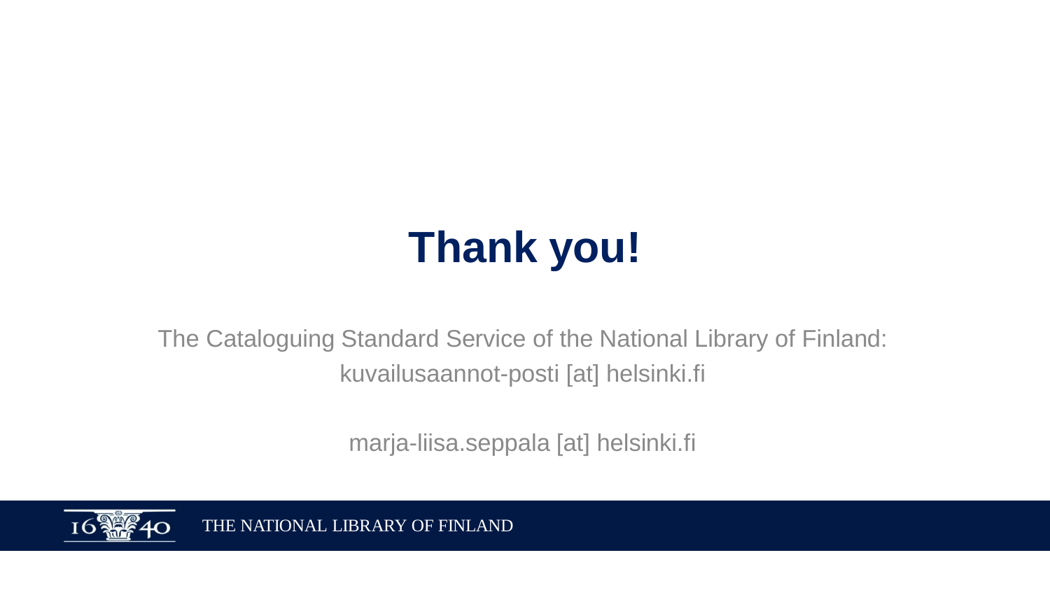# Thank you!

The Cataloguing Standard Service of the National Library of Finland:
kuvailusaannot-posti [at] helsinki.fi

marja-liisa.seppala [at] helsinki.fi